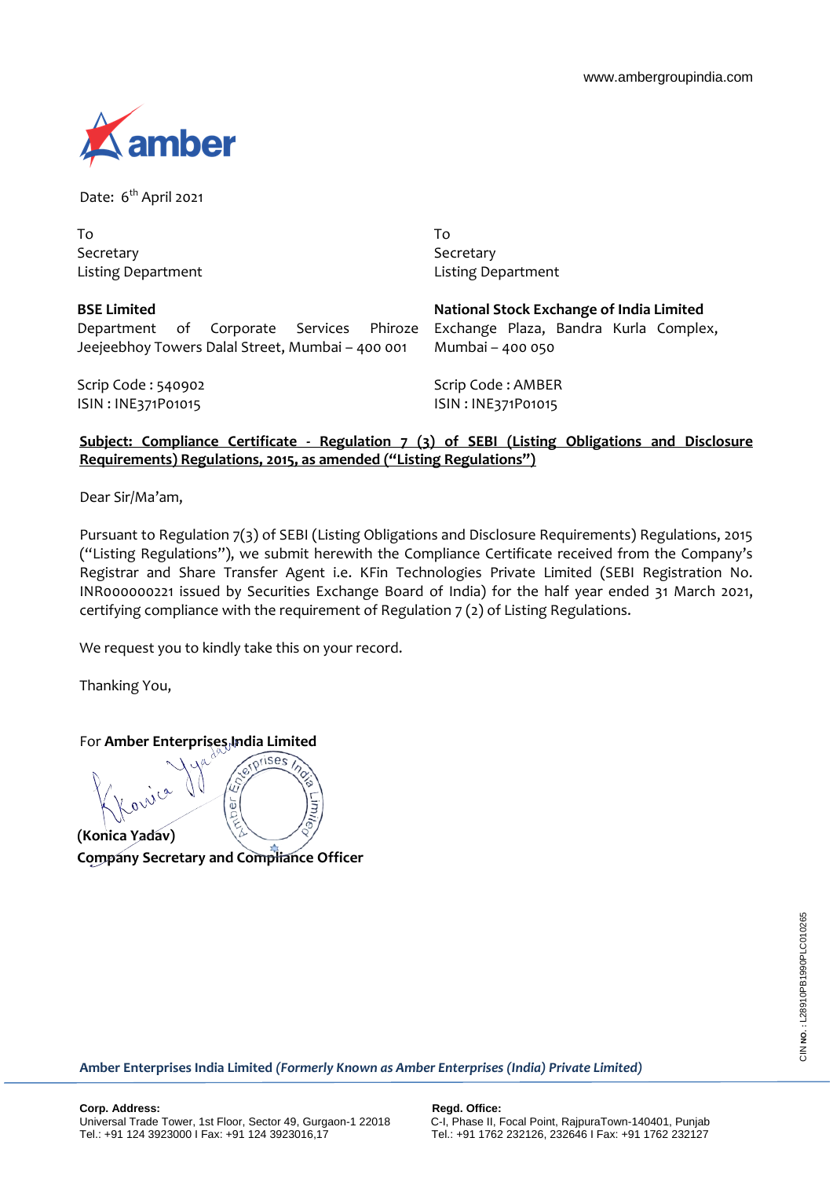www.ambergroupindia.com

amber

Date: 6th April 2021

To
Secretary
Listing Department

**BSE Limited**
Department of Corporate Services Phiroze Jeejeebhoy Towers Dalal Street, Mumbai – 400 001

Scrip Code : 540902
ISIN : INE371P01015

To
Secretary
Listing Department

**National Stock Exchange of India Limited**
Exchange Plaza, Bandra Kurla Complex, Mumbai – 400 050

Scrip Code : AMBER
ISIN : INE371P01015

**Subject: Compliance Certificate - Regulation 7 (3) of SEBI (Listing Obligations and Disclosure Requirements) Regulations, 2015, as amended ("Listing Regulations")**

Dear Sir/Ma'am,

Pursuant to Regulation 7(3) of SEBI (Listing Obligations and Disclosure Requirements) Regulations, 2015 ("Listing Regulations"), we submit herewith the Compliance Certificate received from the Company's Registrar and Share Transfer Agent i.e. KFin Technologies Private Limited (SEBI Registration No. INR000000221 issued by Securities Exchange Board of India) for the half year ended 31 March 2021, certifying compliance with the requirement of Regulation 7 (2) of Listing Regulations.

We request you to kindly take this on your record.

Thanking You,

For **Amber Enterprises India Limited**

**(Konica Yadav)**
**Company Secretary and Compliance Officer**

CIN NO.: L28910PB1990PLC010265

**Amber Enterprises India Limited** ***(Formerly Known as Amber Enterprises (India) Private Limited)***

**Corp. Address:**
Universal Trade Tower, 1st Floor, Sector 49, Gurgaon-1 22018
Tel.: +91 124 3923000 I Fax: +91 124 3923016,17

**Regd. Office:**
C-I, Phase II, Focal Point, RajpuraTown-140401, Punjab
Tel.: +91 1762 232126, 232646 I Fax: +91 1762 232127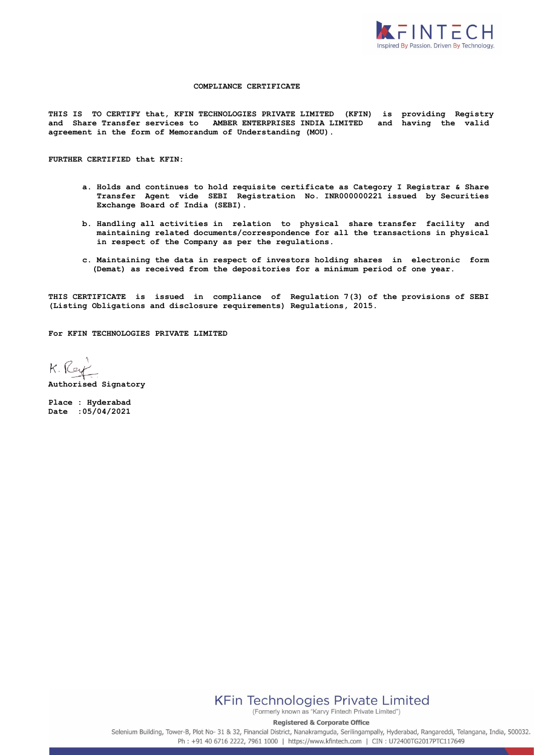## COMPLIANCE CERTIFICATE

**THIS IS TO CERTIFY that, KFIN TECHNOLOGIES PRIVATE LIMITED (KFIN) is providing Registry and Share Transfer services to AMBER ENTERPRISES INDIA LIMITED and having the valid agreement in the form of Memorandum of Understanding (MOU).**

**FURTHER CERTIFIED that KFIN:**

a. **Holds and continues to hold requisite certificate as Category I Registrar & Share Transfer Agent vide SEBI Registration No. INR000000221 issued by Securities Exchange Board of India (SEBI).**

b. **Handling all activities in relation to physical share transfer facility and maintaining related documents/correspondence for all the transactions in physical in respect of the Company as per the regulations.**

c. **Maintaining the data in respect of investors holding shares in electronic form (Demat) as received from the depositories for a minimum period of one year.**

**THIS CERTIFICATE is issued in compliance of Regulation 7(3) of the provisions of SEBI (Listing Obligations and disclosure requirements) Regulations, 2015.**

**For KFIN TECHNOLOGIES PRIVATE LIMITED**

K. Ray

**Authorised Signatory**

**Place : Hyderabad**
**Date :05/04/2021**

KFin Technologies Private Limited
(Formerly known as "Karvy Fintech Private Limited")

**Registered & Corporate Office**
Selenium Building, Tower-B, Plot No- 31 & 32, Financial District, Nanakramguda, Serilingampally, Hyderabad, Rangareddi, Telangana, India, 500032.
Ph : +91 40 6716 2222, 7961 1000 | https://www.kfintech.com | CIN : U72400TG2017PTC117649